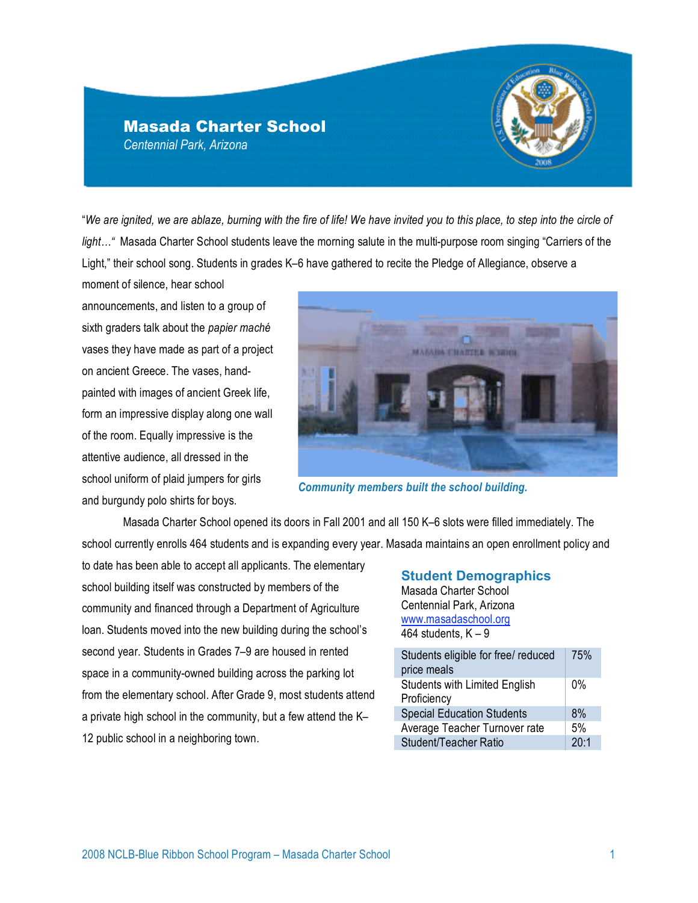# Masada Charter School

*Centennial Park, Arizona*

"*We are ignited, we are ablaze, burning with the fire of life! We have invited you to this place, to step into the circle of light…*" Masada Charter School students leave the morning salute in the multi-purpose room singing "Carriers of the Light," their school song. Students in grades K–6 have gathered to recite the Pledge of Allegiance, observe a moment of silence, hear school announcements, and listen to a group of sixth graders talk about the *papier maché* vases they have made as part of a project on ancient Greece. The vases, hand-painted with images of ancient Greek life, form an impressive display along one wall of the room. Equally impressive is the attentive audience, all dressed in the school uniform of plaid jumpers for girls and burgundy polo shirts for boys.

***Community members built the school building.***

Masada Charter School opened its doors in Fall 2001 and all 150 K–6 slots were filled immediately. The school currently enrolls 464 students and is expanding every year. Masada maintains an open enrollment policy and to date has been able to accept all applicants. The elementary school building itself was constructed by members of the community and financed through a Department of Agriculture loan. Students moved into the new building during the school's second year. Students in Grades 7–9 are housed in rented space in a community-owned building across the parking lot from the elementary school. After Grade 9, most students attend a private high school in the community, but a few attend the K–12 public school in a neighboring town.

## Student Demographics

Masada Charter School
Centennial Park, Arizona
www.masadaschool.org
464 students, K – 9

| | |
|---|---|
| Students eligible for free/ reduced price meals | 75% |
| Students with Limited English Proficiency | 0% |
| Special Education Students | 8% |
| Average Teacher Turnover rate | 5% |
| Student/Teacher Ratio | 20:1 |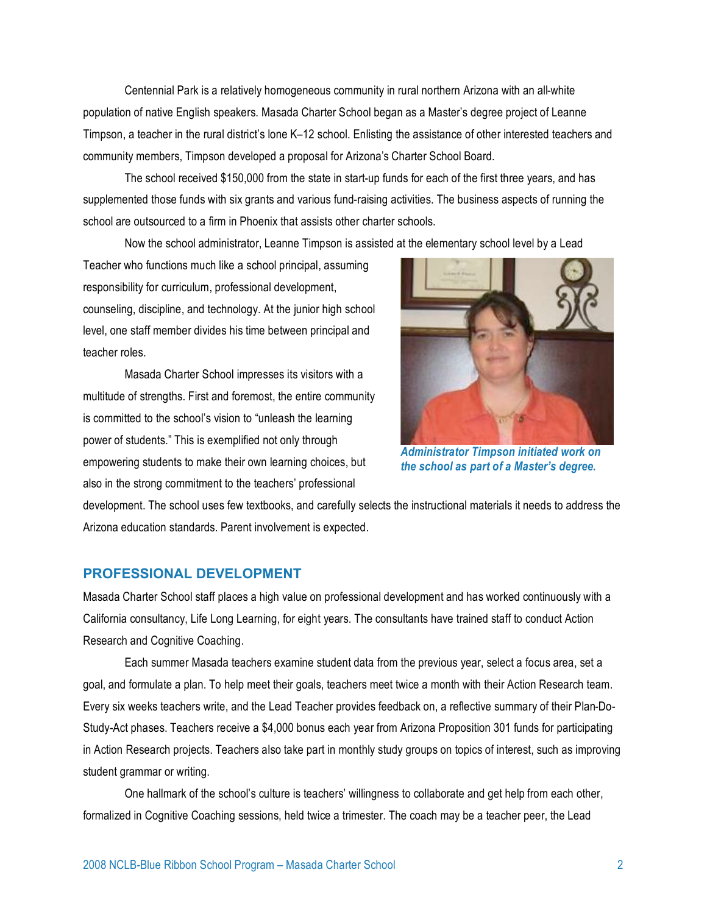Centennial Park is a relatively homogeneous community in rural northern Arizona with an all-white population of native English speakers. Masada Charter School began as a Master's degree project of Leanne Timpson, a teacher in the rural district's lone K–12 school. Enlisting the assistance of other interested teachers and community members, Timpson developed a proposal for Arizona's Charter School Board.

The school received $150,000 from the state in start-up funds for each of the first three years, and has supplemented those funds with six grants and various fund-raising activities. The business aspects of running the school are outsourced to a firm in Phoenix that assists other charter schools.

Now the school administrator, Leanne Timpson is assisted at the elementary school level by a Lead Teacher who functions much like a school principal, assuming responsibility for curriculum, professional development, counseling, discipline, and technology. At the junior high school level, one staff member divides his time between principal and teacher roles.

*Administrator Timpson initiated work on the school as part of a Master's degree.*

Masada Charter School impresses its visitors with a multitude of strengths. First and foremost, the entire community is committed to the school's vision to "unleash the learning power of students." This is exemplified not only through empowering students to make their own learning choices, but also in the strong commitment to the teachers' professional development. The school uses few textbooks, and carefully selects the instructional materials it needs to address the Arizona education standards. Parent involvement is expected.

## PROFESSIONAL DEVELOPMENT

Masada Charter School staff places a high value on professional development and has worked continuously with a California consultancy, Life Long Learning, for eight years. The consultants have trained staff to conduct Action Research and Cognitive Coaching.

Each summer Masada teachers examine student data from the previous year, select a focus area, set a goal, and formulate a plan. To help meet their goals, teachers meet twice a month with their Action Research team. Every six weeks teachers write, and the Lead Teacher provides feedback on, a reflective summary of their Plan-Do-Study-Act phases. Teachers receive a $4,000 bonus each year from Arizona Proposition 301 funds for participating in Action Research projects. Teachers also take part in monthly study groups on topics of interest, such as improving student grammar or writing.

One hallmark of the school's culture is teachers' willingness to collaborate and get help from each other, formalized in Cognitive Coaching sessions, held twice a trimester. The coach may be a teacher peer, the Lead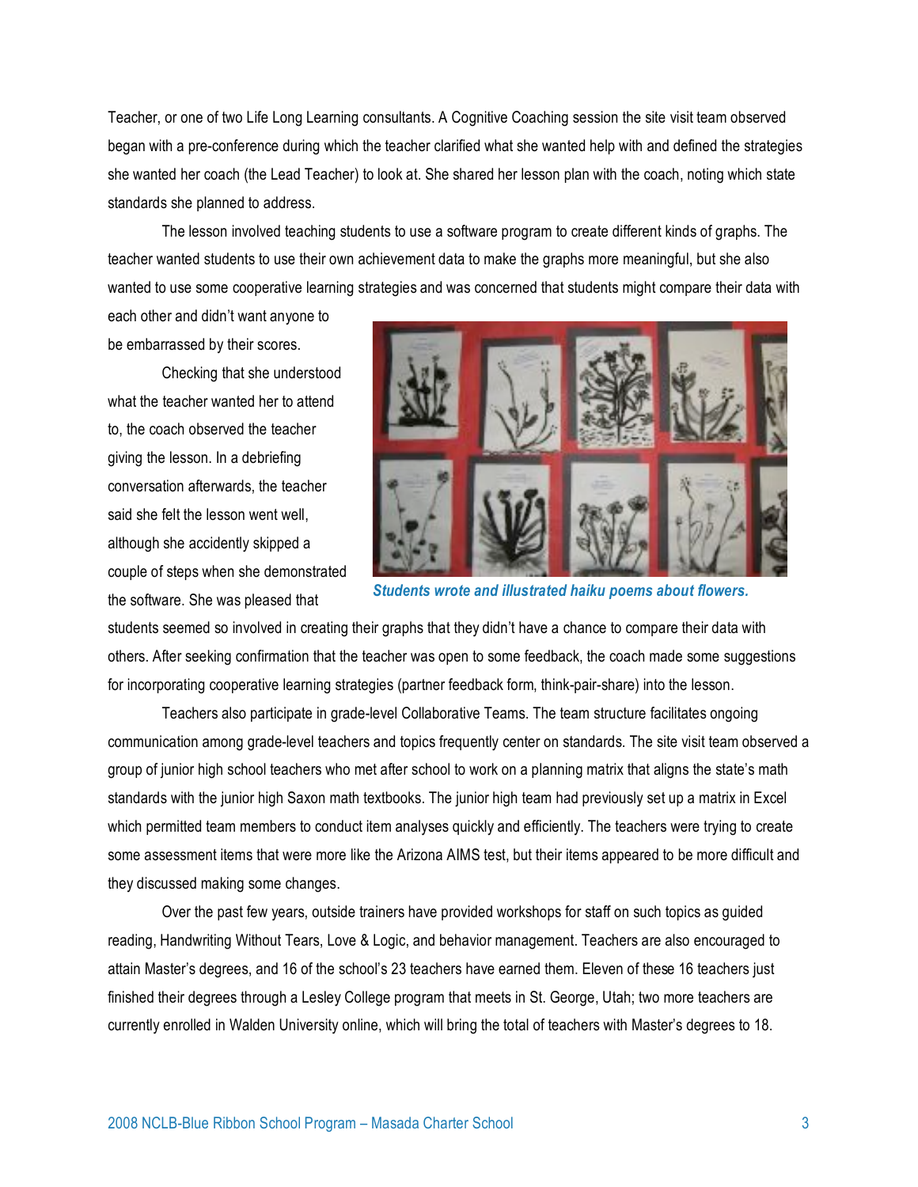Teacher, or one of two Life Long Learning consultants. A Cognitive Coaching session the site visit team observed began with a pre-conference during which the teacher clarified what she wanted help with and defined the strategies she wanted her coach (the Lead Teacher) to look at. She shared her lesson plan with the coach, noting which state standards she planned to address.

The lesson involved teaching students to use a software program to create different kinds of graphs. The teacher wanted students to use their own achievement data to make the graphs more meaningful, but she also wanted to use some cooperative learning strategies and was concerned that students might compare their data with each other and didn't want anyone to be embarrassed by their scores.

Checking that she understood what the teacher wanted her to attend to, the coach observed the teacher giving the lesson. In a debriefing conversation afterwards, the teacher said she felt the lesson went well, although she accidently skipped a couple of steps when she demonstrated the software. She was pleased that students seemed so involved in creating their graphs that they didn't have a chance to compare their data with others. After seeking confirmation that the teacher was open to some feedback, the coach made some suggestions for incorporating cooperative learning strategies (partner feedback form, think-pair-share) into the lesson.

***Students wrote and illustrated haiku poems about flowers.***

Teachers also participate in grade-level Collaborative Teams. The team structure facilitates ongoing communication among grade-level teachers and topics frequently center on standards. The site visit team observed a group of junior high school teachers who met after school to work on a planning matrix that aligns the state's math standards with the junior high Saxon math textbooks. The junior high team had previously set up a matrix in Excel which permitted team members to conduct item analyses quickly and efficiently. The teachers were trying to create some assessment items that were more like the Arizona AIMS test, but their items appeared to be more difficult and they discussed making some changes.

Over the past few years, outside trainers have provided workshops for staff on such topics as guided reading, Handwriting Without Tears, Love & Logic, and behavior management. Teachers are also encouraged to attain Master's degrees, and 16 of the school's 23 teachers have earned them. Eleven of these 16 teachers just finished their degrees through a Lesley College program that meets in St. George, Utah; two more teachers are currently enrolled in Walden University online, which will bring the total of teachers with Master's degrees to 18.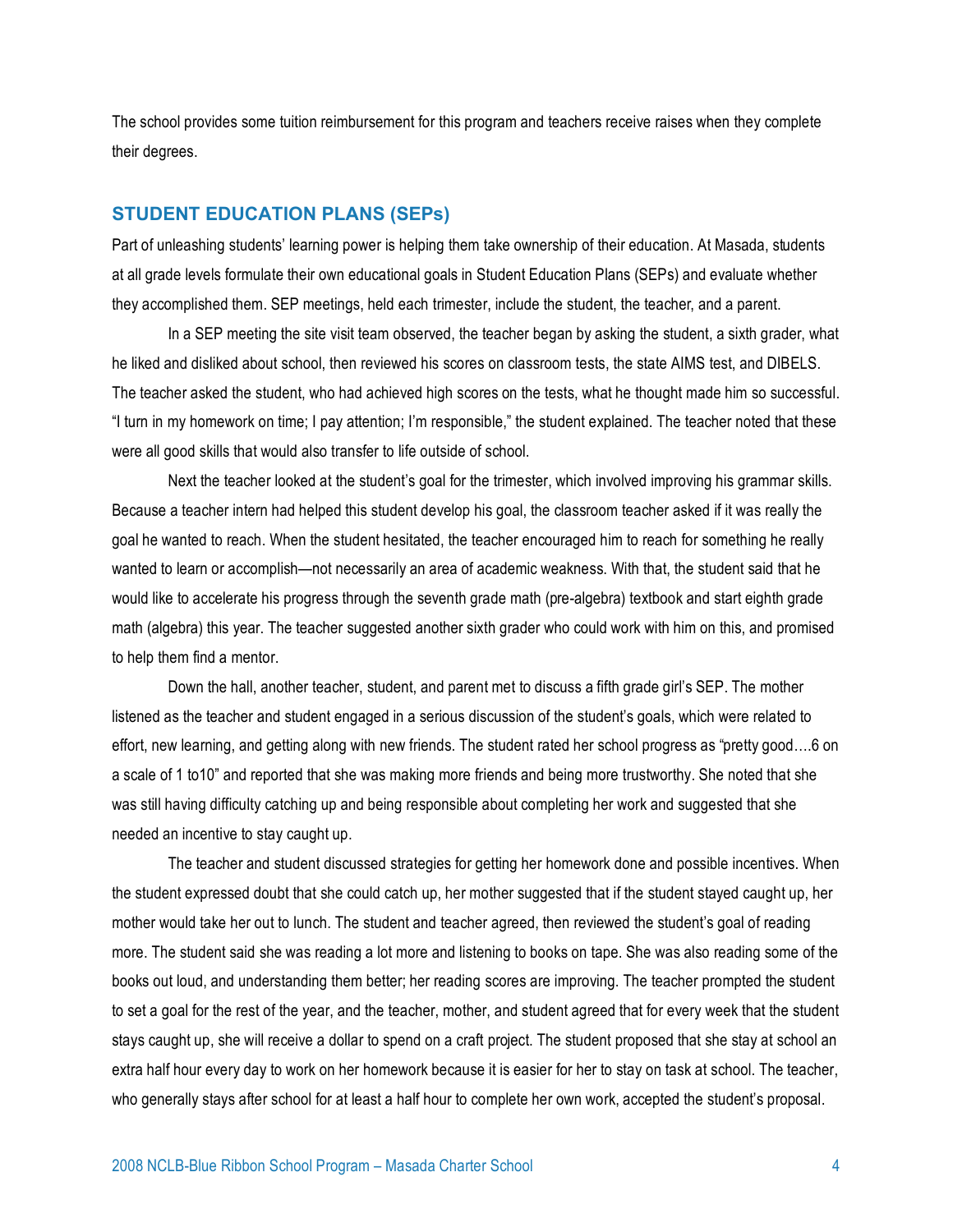The school provides some tuition reimbursement for this program and teachers receive raises when they complete their degrees.

## STUDENT EDUCATION PLANS (SEPs)

Part of unleashing students' learning power is helping them take ownership of their education. At Masada, students at all grade levels formulate their own educational goals in Student Education Plans (SEPs) and evaluate whether they accomplished them. SEP meetings, held each trimester, include the student, the teacher, and a parent.

In a SEP meeting the site visit team observed, the teacher began by asking the student, a sixth grader, what he liked and disliked about school, then reviewed his scores on classroom tests, the state AIMS test, and DIBELS. The teacher asked the student, who had achieved high scores on the tests, what he thought made him so successful. "I turn in my homework on time; I pay attention; I'm responsible," the student explained. The teacher noted that these were all good skills that would also transfer to life outside of school.

Next the teacher looked at the student's goal for the trimester, which involved improving his grammar skills. Because a teacher intern had helped this student develop his goal, the classroom teacher asked if it was really the goal he wanted to reach. When the student hesitated, the teacher encouraged him to reach for something he really wanted to learn or accomplish—not necessarily an area of academic weakness. With that, the student said that he would like to accelerate his progress through the seventh grade math (pre-algebra) textbook and start eighth grade math (algebra) this year. The teacher suggested another sixth grader who could work with him on this, and promised to help them find a mentor.

Down the hall, another teacher, student, and parent met to discuss a fifth grade girl's SEP. The mother listened as the teacher and student engaged in a serious discussion of the student's goals, which were related to effort, new learning, and getting along with new friends. The student rated her school progress as "pretty good….6 on a scale of 1 to10" and reported that she was making more friends and being more trustworthy. She noted that she was still having difficulty catching up and being responsible about completing her work and suggested that she needed an incentive to stay caught up.

The teacher and student discussed strategies for getting her homework done and possible incentives. When the student expressed doubt that she could catch up, her mother suggested that if the student stayed caught up, her mother would take her out to lunch. The student and teacher agreed, then reviewed the student's goal of reading more. The student said she was reading a lot more and listening to books on tape. She was also reading some of the books out loud, and understanding them better; her reading scores are improving. The teacher prompted the student to set a goal for the rest of the year, and the teacher, mother, and student agreed that for every week that the student stays caught up, she will receive a dollar to spend on a craft project. The student proposed that she stay at school an extra half hour every day to work on her homework because it is easier for her to stay on task at school. The teacher, who generally stays after school for at least a half hour to complete her own work, accepted the student's proposal.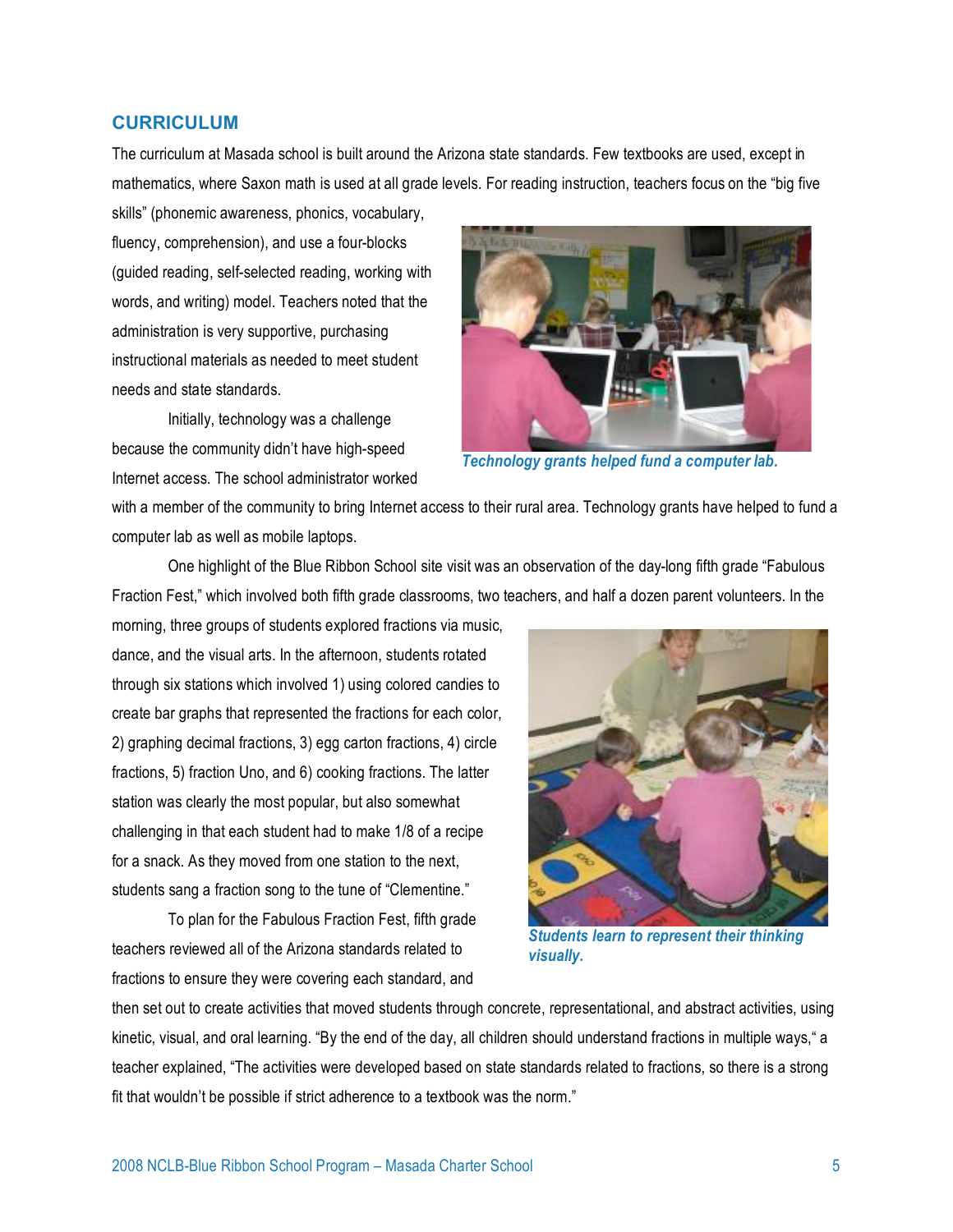## CURRICULUM

The curriculum at Masada school is built around the Arizona state standards. Few textbooks are used, except in mathematics, where Saxon math is used at all grade levels. For reading instruction, teachers focus on the "big five skills" (phonemic awareness, phonics, vocabulary, fluency, comprehension), and use a four-blocks (guided reading, self-selected reading, working with words, and writing) model. Teachers noted that the administration is very supportive, purchasing instructional materials as needed to meet student needs and state standards.

Initially, technology was a challenge because the community didn't have high-speed Internet access. The school administrator worked with a member of the community to bring Internet access to their rural area. Technology grants have helped to fund a computer lab as well as mobile laptops.

*Technology grants helped fund a computer lab.*

One highlight of the Blue Ribbon School site visit was an observation of the day-long fifth grade "Fabulous Fraction Fest," which involved both fifth grade classrooms, two teachers, and half a dozen parent volunteers. In the morning, three groups of students explored fractions via music, dance, and the visual arts. In the afternoon, students rotated through six stations which involved 1) using colored candies to create bar graphs that represented the fractions for each color, 2) graphing decimal fractions, 3) egg carton fractions, 4) circle fractions, 5) fraction Uno, and 6) cooking fractions. The latter station was clearly the most popular, but also somewhat challenging in that each student had to make 1/8 of a recipe for a snack. As they moved from one station to the next, students sang a fraction song to the tune of "Clementine."

*Students learn to represent their thinking visually.*

To plan for the Fabulous Fraction Fest, fifth grade teachers reviewed all of the Arizona standards related to fractions to ensure they were covering each standard, and then set out to create activities that moved students through concrete, representational, and abstract activities, using kinetic, visual, and oral learning. "By the end of the day, all children should understand fractions in multiple ways," a teacher explained, "The activities were developed based on state standards related to fractions, so there is a strong fit that wouldn't be possible if strict adherence to a textbook was the norm."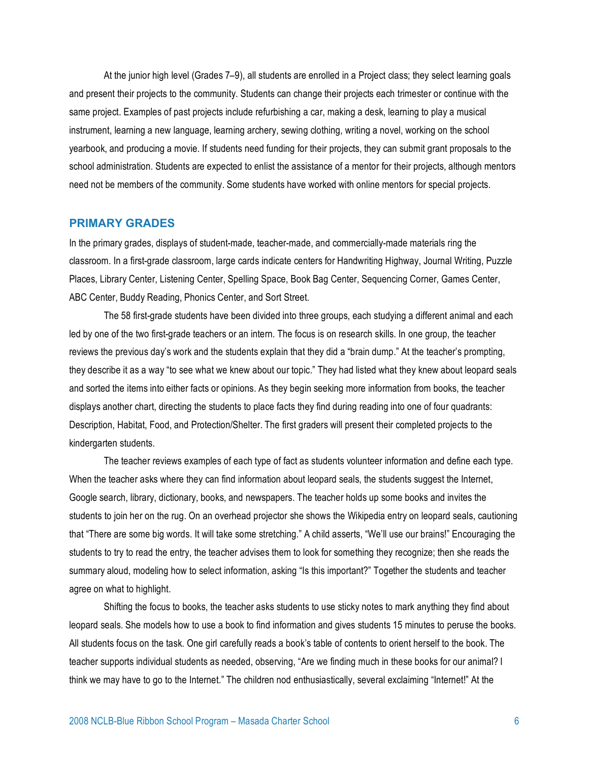At the junior high level (Grades 7–9), all students are enrolled in a Project class; they select learning goals and present their projects to the community. Students can change their projects each trimester or continue with the same project. Examples of past projects include refurbishing a car, making a desk, learning to play a musical instrument, learning a new language, learning archery, sewing clothing, writing a novel, working on the school yearbook, and producing a movie. If students need funding for their projects, they can submit grant proposals to the school administration. Students are expected to enlist the assistance of a mentor for their projects, although mentors need not be members of the community. Some students have worked with online mentors for special projects.

## PRIMARY GRADES

In the primary grades, displays of student-made, teacher-made, and commercially-made materials ring the classroom. In a first-grade classroom, large cards indicate centers for Handwriting Highway, Journal Writing, Puzzle Places, Library Center, Listening Center, Spelling Space, Book Bag Center, Sequencing Corner, Games Center, ABC Center, Buddy Reading, Phonics Center, and Sort Street.

The 58 first-grade students have been divided into three groups, each studying a different animal and each led by one of the two first-grade teachers or an intern. The focus is on research skills. In one group, the teacher reviews the previous day's work and the students explain that they did a "brain dump." At the teacher's prompting, they describe it as a way "to see what we knew about our topic." They had listed what they knew about leopard seals and sorted the items into either facts or opinions. As they begin seeking more information from books, the teacher displays another chart, directing the students to place facts they find during reading into one of four quadrants: Description, Habitat, Food, and Protection/Shelter. The first graders will present their completed projects to the kindergarten students.

The teacher reviews examples of each type of fact as students volunteer information and define each type. When the teacher asks where they can find information about leopard seals, the students suggest the Internet, Google search, library, dictionary, books, and newspapers. The teacher holds up some books and invites the students to join her on the rug. On an overhead projector she shows the Wikipedia entry on leopard seals, cautioning that "There are some big words. It will take some stretching." A child asserts, "We'll use our brains!" Encouraging the students to try to read the entry, the teacher advises them to look for something they recognize; then she reads the summary aloud, modeling how to select information, asking "Is this important?" Together the students and teacher agree on what to highlight.

Shifting the focus to books, the teacher asks students to use sticky notes to mark anything they find about leopard seals. She models how to use a book to find information and gives students 15 minutes to peruse the books. All students focus on the task. One girl carefully reads a book's table of contents to orient herself to the book. The teacher supports individual students as needed, observing, "Are we finding much in these books for our animal? I think we may have to go to the Internet." The children nod enthusiastically, several exclaiming "Internet!" At the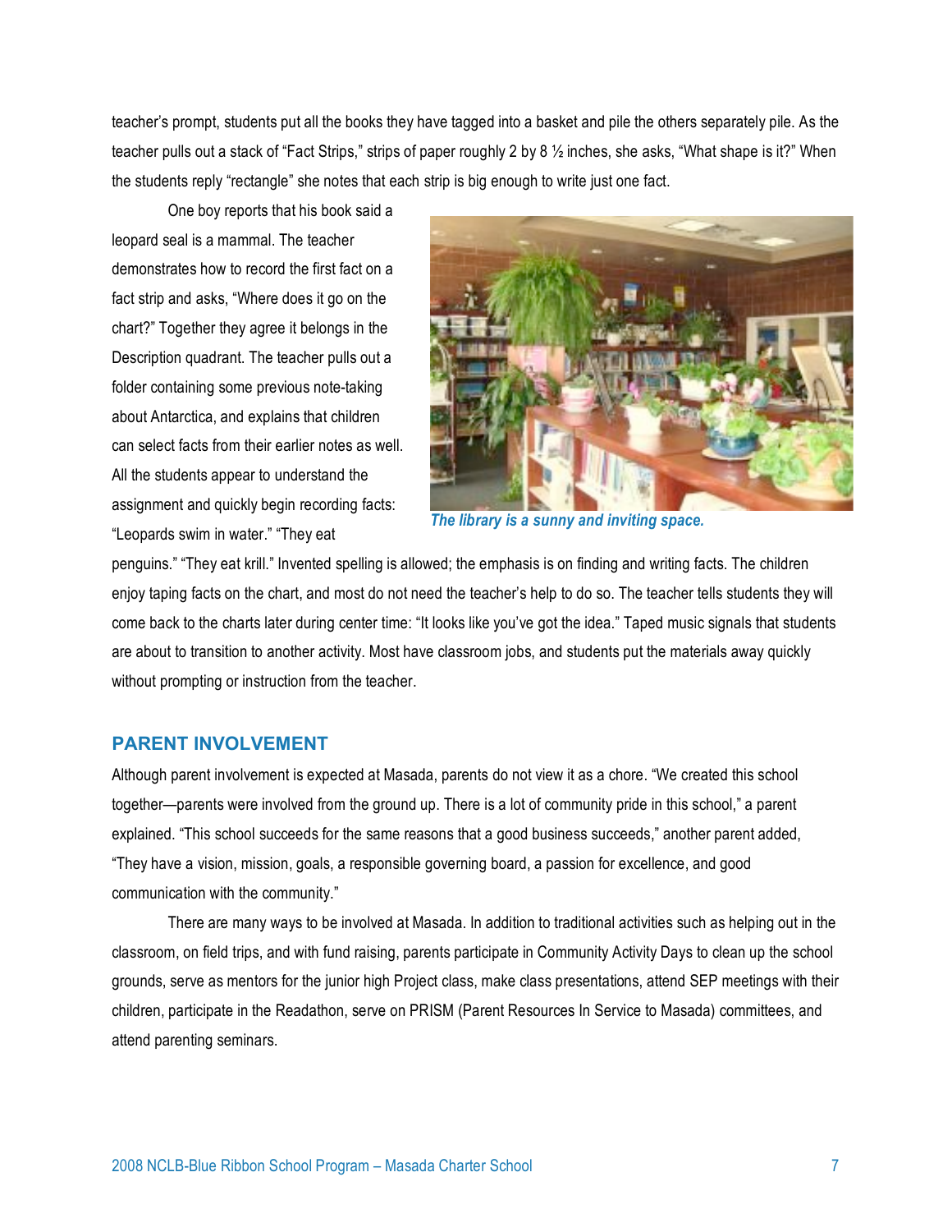teacher's prompt, students put all the books they have tagged into a basket and pile the others separately pile. As the teacher pulls out a stack of "Fact Strips," strips of paper roughly 2 by 8 ½ inches, she asks, "What shape is it?" When the students reply "rectangle" she notes that each strip is big enough to write just one fact.

One boy reports that his book said a leopard seal is a mammal. The teacher demonstrates how to record the first fact on a fact strip and asks, "Where does it go on the chart?" Together they agree it belongs in the Description quadrant. The teacher pulls out a folder containing some previous note-taking about Antarctica, and explains that children can select facts from their earlier notes as well. All the students appear to understand the assignment and quickly begin recording facts: "Leopards swim in water." "They eat penguins." "They eat krill." Invented spelling is allowed; the emphasis is on finding and writing facts. The children enjoy taping facts on the chart, and most do not need the teacher's help to do so. The teacher tells students they will come back to the charts later during center time: "It looks like you've got the idea." Taped music signals that students are about to transition to another activity. Most have classroom jobs, and students put the materials away quickly without prompting or instruction from the teacher.

*The library is a sunny and inviting space.*

## PARENT INVOLVEMENT

Although parent involvement is expected at Masada, parents do not view it as a chore. "We created this school together—parents were involved from the ground up. There is a lot of community pride in this school," a parent explained. "This school succeeds for the same reasons that a good business succeeds," another parent added, "They have a vision, mission, goals, a responsible governing board, a passion for excellence, and good communication with the community."

There are many ways to be involved at Masada. In addition to traditional activities such as helping out in the classroom, on field trips, and with fund raising, parents participate in Community Activity Days to clean up the school grounds, serve as mentors for the junior high Project class, make class presentations, attend SEP meetings with their children, participate in the Readathon, serve on PRISM (Parent Resources In Service to Masada) committees, and attend parenting seminars.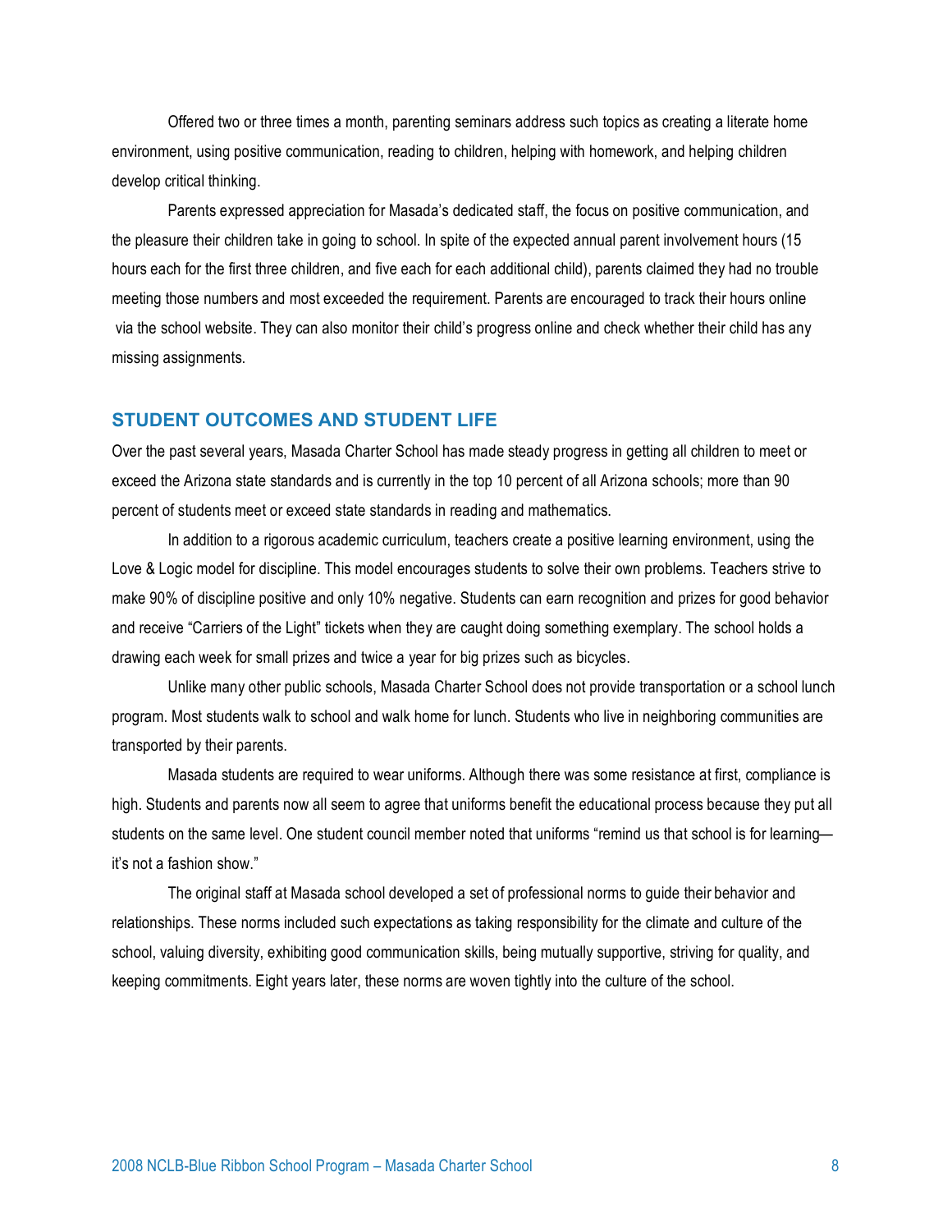Offered two or three times a month, parenting seminars address such topics as creating a literate home environment, using positive communication, reading to children, helping with homework, and helping children develop critical thinking.

Parents expressed appreciation for Masada's dedicated staff, the focus on positive communication, and the pleasure their children take in going to school. In spite of the expected annual parent involvement hours (15 hours each for the first three children, and five each for each additional child), parents claimed they had no trouble meeting those numbers and most exceeded the requirement. Parents are encouraged to track their hours online via the school website. They can also monitor their child's progress online and check whether their child has any missing assignments.

## STUDENT OUTCOMES AND STUDENT LIFE

Over the past several years, Masada Charter School has made steady progress in getting all children to meet or exceed the Arizona state standards and is currently in the top 10 percent of all Arizona schools; more than 90 percent of students meet or exceed state standards in reading and mathematics.

In addition to a rigorous academic curriculum, teachers create a positive learning environment, using the Love & Logic model for discipline. This model encourages students to solve their own problems. Teachers strive to make 90% of discipline positive and only 10% negative. Students can earn recognition and prizes for good behavior and receive "Carriers of the Light" tickets when they are caught doing something exemplary. The school holds a drawing each week for small prizes and twice a year for big prizes such as bicycles.

Unlike many other public schools, Masada Charter School does not provide transportation or a school lunch program. Most students walk to school and walk home for lunch. Students who live in neighboring communities are transported by their parents.

Masada students are required to wear uniforms. Although there was some resistance at first, compliance is high. Students and parents now all seem to agree that uniforms benefit the educational process because they put all students on the same level. One student council member noted that uniforms "remind us that school is for learning—it's not a fashion show."

The original staff at Masada school developed a set of professional norms to guide their behavior and relationships. These norms included such expectations as taking responsibility for the climate and culture of the school, valuing diversity, exhibiting good communication skills, being mutually supportive, striving for quality, and keeping commitments. Eight years later, these norms are woven tightly into the culture of the school.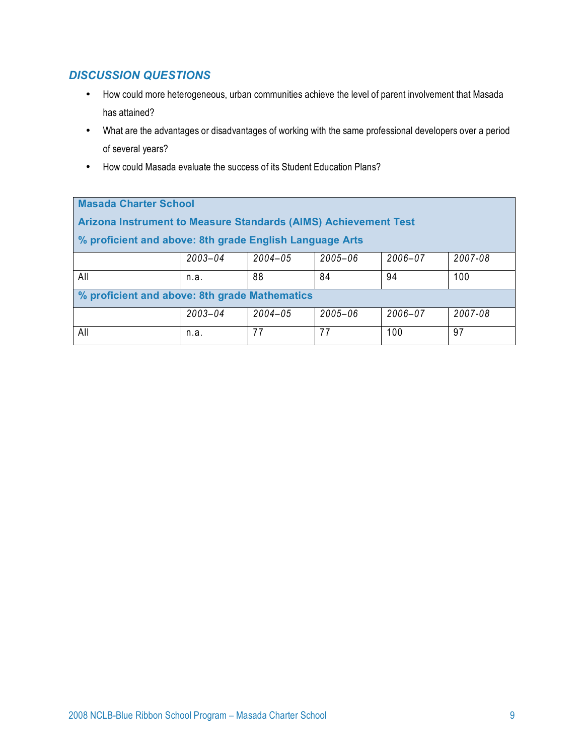## *DISCUSSION QUESTIONS*

- How could more heterogeneous, urban communities achieve the level of parent involvement that Masada has attained?
- What are the advantages or disadvantages of working with the same professional developers over a period of several years?
- How could Masada evaluate the success of its Student Education Plans?

| **Masada Charter School**<br>**Arizona Instrument to Measure Standards (AIMS) Achievement Test**<br>**% proficient and above: 8th grade English Language Arts** | | | | | |
|---|---|---|---|---|---|
| | *2003–04* | *2004–05* | *2005–06* | *2006–07* | *2007-08* |
| All | n.a. | 88 | 84 | 94 | 100 |
| **% proficient and above: 8th grade Mathematics** | | | | | |
| | *2003–04* | *2004–05* | *2005–06* | *2006–07* | *2007-08* |
| All | n.a. | 77 | 77 | 100 | 97 |